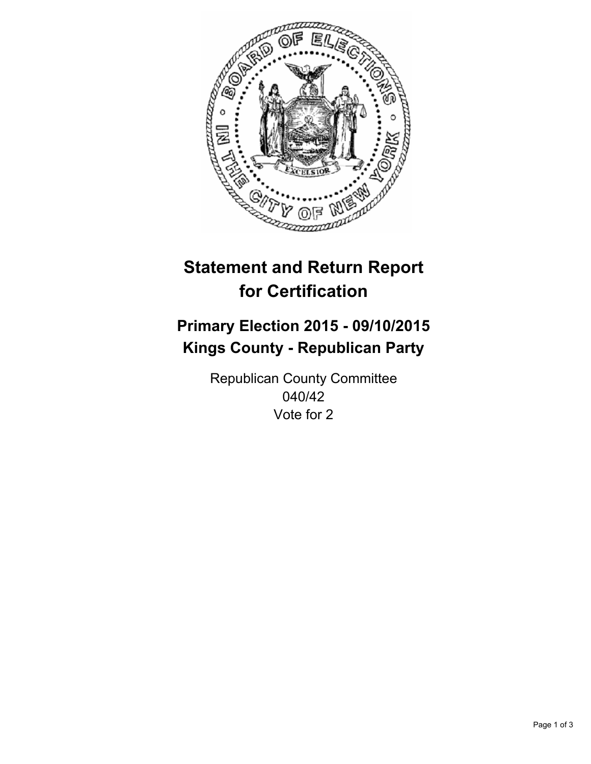# Statement and Return Report for Certification

## Primary Election 2015 - 09/10/2015
## Kings County - Republican Party

Republican County Committee
040/42
Vote for 2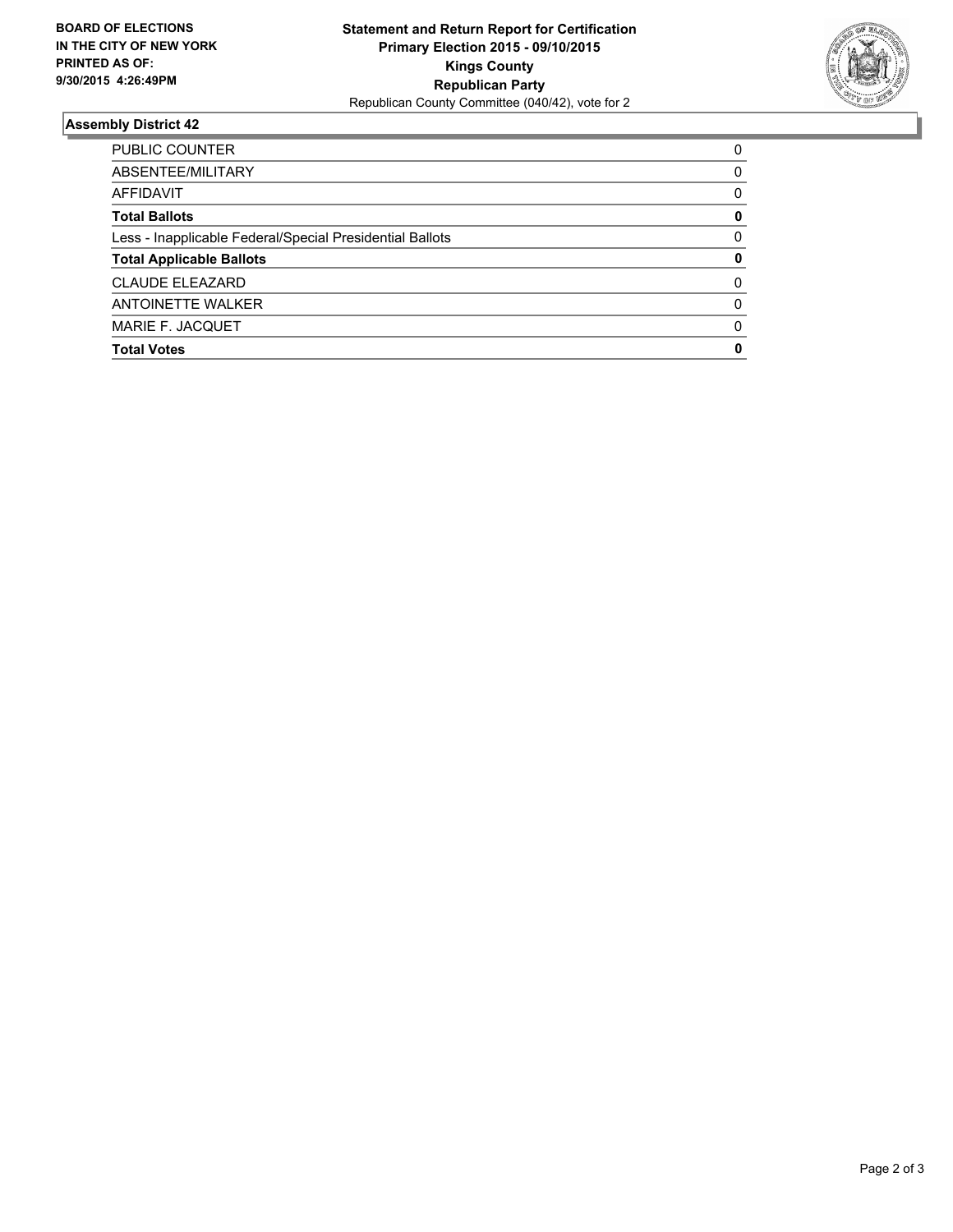**BOARD OF ELECTIONS IN THE CITY OF NEW YORK PRINTED AS OF: 9/30/2015 4:26:49PM**

**Statement and Return Report for Certification**
**Primary Election 2015 - 09/10/2015**
**Kings County**
**Republican Party**
Republican County Committee (040/42), vote for 2

### Assembly District 42

| | |
|---|---|
| PUBLIC COUNTER | 0 |
| ABSENTEE/MILITARY | 0 |
| AFFIDAVIT | 0 |
| **Total Ballots** | **0** |
| Less - Inapplicable Federal/Special Presidential Ballots | 0 |
| **Total Applicable Ballots** | **0** |
| CLAUDE ELEAZARD | 0 |
| ANTOINETTE WALKER | 0 |
| MARIE F. JACQUET | 0 |
| **Total Votes** | **0** |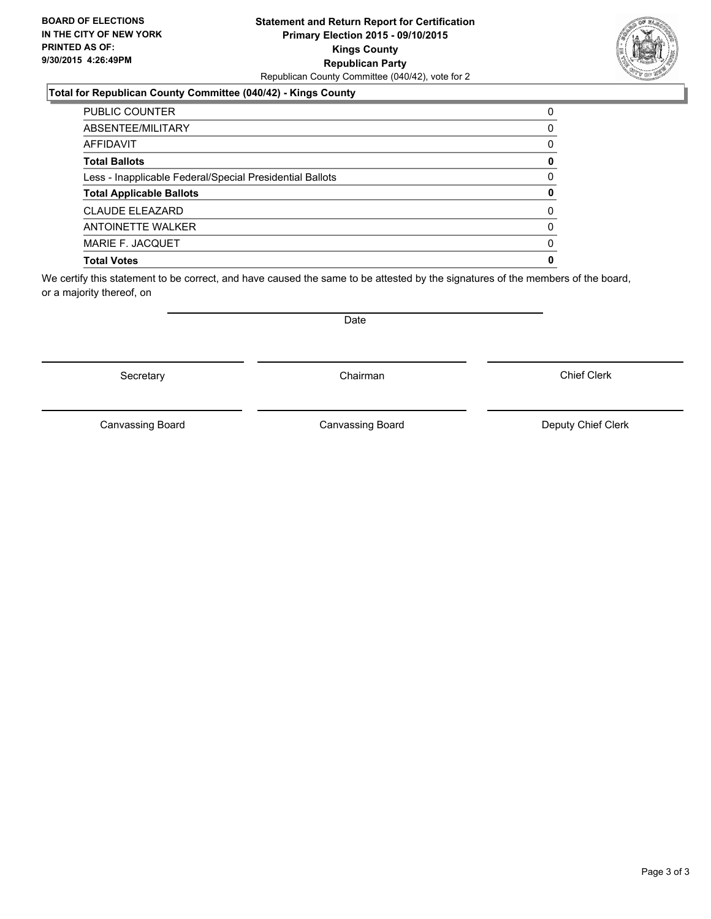**BOARD OF ELECTIONS IN THE CITY OF NEW YORK PRINTED AS OF: 9/30/2015 4:26:49PM**

**Statement and Return Report for Certification**
**Primary Election 2015 - 09/10/2015**
**Kings County**
**Republican Party**
Republican County Committee (040/42), vote for 2

### Total for Republican County Committee (040/42) - Kings County

| | |
|---|---|
| PUBLIC COUNTER | 0 |
| ABSENTEE/MILITARY | 0 |
| AFFIDAVIT | 0 |
| **Total Ballots** | **0** |
| Less - Inapplicable Federal/Special Presidential Ballots | 0 |
| **Total Applicable Ballots** | **0** |
| CLAUDE ELEAZARD | 0 |
| ANTOINETTE WALKER | 0 |
| MARIE F. JACQUET | 0 |
| **Total Votes** | **0** |

We certify this statement to be correct, and have caused the same to be attested by the signatures of the members of the board, or a majority thereof, on

Date

Secretary

Chairman

Chief Clerk

Canvassing Board

Canvassing Board

Deputy Chief Clerk